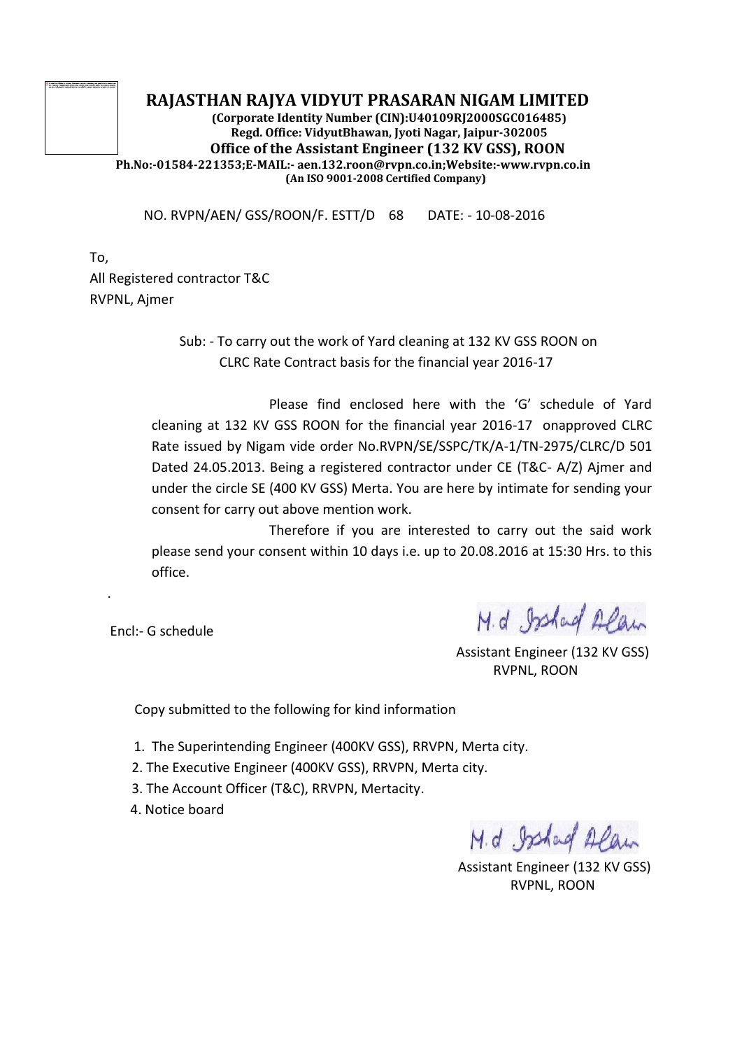# RAJASTHAN RAJYA VIDYUT PRASARAN NIGAM LIMITED

**(Corporate Identity Number (CIN):U40109RJ2000SGC016485)**
**Regd. Office: VidyutBhawan, Jyoti Nagar, Jaipur-302005**
**Office of the Assistant Engineer (132 KV GSS), ROON**
**Ph.No:-01584-221353;E-MAIL:- aen.132.roon@rvpn.co.in;Website:-www.rvpn.co.in**
**(An ISO 9001-2008 Certified Company)**

NO. RVPN/AEN/ GSS/ROON/F. ESTT/D 68 DATE: - 10-08-2016

To,
All Registered contractor T&C
RVPNL, Ajmer

Sub: - To carry out the work of Yard cleaning at 132 KV GSS ROON on CLRC Rate Contract basis for the financial year 2016-17

Please find enclosed here with the 'G' schedule of Yard cleaning at 132 KV GSS ROON for the financial year 2016-17 onapproved CLRC Rate issued by Nigam vide order No.RVPN/SE/SSPC/TK/A-1/TN-2975/CLRC/D 501 Dated 24.05.2013. Being a registered contractor under CE (T&C- A/Z) Ajmer and under the circle SE (400 KV GSS) Merta. You are here by intimate for sending your consent for carry out above mention work.

Therefore if you are interested to carry out the said work please send your consent within 10 days i.e. up to 20.08.2016 at 15:30 Hrs. to this office.

Encl:- G schedule

M.d Irshad Alam
Assistant Engineer (132 KV GSS)
RVPNL, ROON

Copy submitted to the following for kind information

1. The Superintending Engineer (400KV GSS), RRVPN, Merta city.
2. The Executive Engineer (400KV GSS), RRVPN, Merta city.
3. The Account Officer (T&C), RRVPN, Mertacity.
4. Notice board

M.d Irshad Alam
Assistant Engineer (132 KV GSS)
RVPNL, ROON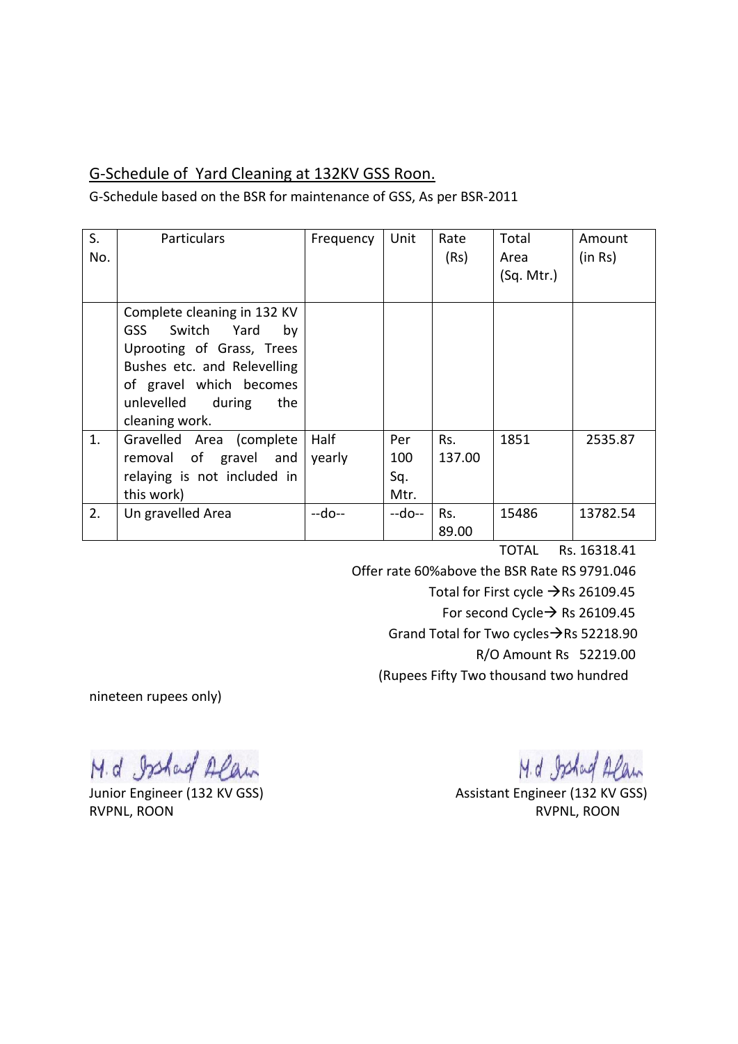## G-Schedule of Yard Cleaning at 132KV GSS Roon.

G-Schedule based on the BSR for maintenance of GSS, As per BSR-2011

| S. No. | Particulars | Frequency | Unit | Rate (Rs) | Total Area (Sq. Mtr.) | Amount (in Rs) |
|---|---|---|---|---|---|---|
| | Complete cleaning in 132 KV GSS Switch Yard by Uprooting of Grass, Trees Bushes etc. and Relevelling of gravel which becomes unlevelled during the cleaning work. | | | | | |
| 1. | Gravelled Area (complete removal of gravel and relaying is not included in this work) | Half yearly | Per 100 Sq. Mtr. | Rs. 137.00 | 1851 | 2535.87 |
| 2. | Un gravelled Area | --do-- | --do-- | Rs. 89.00 | 15486 | 13782.54 |

TOTAL Rs. 16318.41

Offer rate 60%above the BSR Rate RS 9791.046

Total for First cycle → Rs 26109.45

For second Cycle→ Rs 26109.45

Grand Total for Two cycles→Rs 52218.90

R/O Amount Rs 52219.00

(Rupees Fifty Two thousand two hundred nineteen rupees only)

Junior Engineer (132 KV GSS)
RVPNL, ROON

Assistant Engineer (132 KV GSS)
RVPNL, ROON